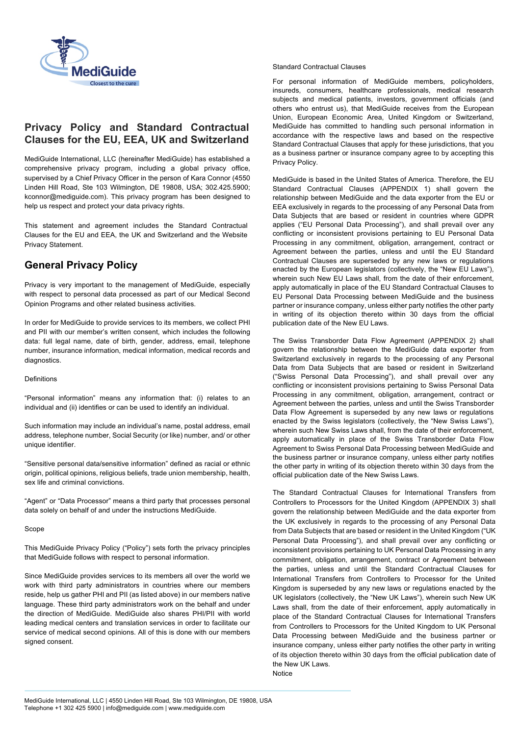# Privacy Policy and Standard Contractual Clauses for the EU, EEA, UK and Switzerland

MediGuide International, LLC (hereinafter MediGuide) has established a comprehensive privacy program, including a global privacy office, supervised by a Chief Privacy Officer in the person of Kara Connor (4550 Linden Hill Road, Ste 103 Wilmington, DE 19808, USA; 302.425.5900; kconnor@mediguide.com). This privacy program has been designed to help us respect and protect your data privacy rights.

This statement and agreement includes the Standard Contractual Clauses for the EU and EEA, the UK and Switzerland and the Website Privacy Statement.

## General Privacy Policy

Privacy is very important to the management of MediGuide, especially with respect to personal data processed as part of our Medical Second Opinion Programs and other related business activities.

In order for MediGuide to provide services to its members, we collect PHI and PII with our member's written consent, which includes the following data: full legal name, date of birth, gender, address, email, telephone number, insurance information, medical information, medical records and diagnostics.

Definitions

"Personal information" means any information that: (i) relates to an individual and (ii) identifies or can be used to identify an individual.

Such information may include an individual's name, postal address, email address, telephone number, Social Security (or like) number, and/ or other unique identifier.

"Sensitive personal data/sensitive information" defined as racial or ethnic origin, political opinions, religious beliefs, trade union membership, health, sex life and criminal convictions.

"Agent" or "Data Processor" means a third party that processes personal data solely on behalf of and under the instructions MediGuide.

Scope

This MediGuide Privacy Policy ("Policy") sets forth the privacy principles that MediGuide follows with respect to personal information.

Since MediGuide provides services to its members all over the world we work with third party administrators in countries where our members reside, help us gather PHI and PII (as listed above) in our members native language. These third party administrators work on the behalf and under the direction of MediGuide. MediGuide also shares PHI/PII with world leading medical centers and translation services in order to facilitate our service of medical second opinions. All of this is done with our members signed consent.

Standard Contractual Clauses

For personal information of MediGuide members, policyholders, insureds, consumers, healthcare professionals, medical research subjects and medical patients, investors, government officials (and others who entrust us), that MediGuide receives from the European Union, European Economic Area, United Kingdom or Switzerland, MediGuide has committed to handling such personal information in accordance with the respective laws and based on the respective Standard Contractual Clauses that apply for these jurisdictions, that you as a business partner or insurance company agree to by accepting this Privacy Policy.

MediGuide is based in the United States of America. Therefore, the EU Standard Contractual Clauses (APPENDIX 1) shall govern the relationship between MediGuide and the data exporter from the EU or EEA exclusively in regards to the processing of any Personal Data from Data Subjects that are based or resident in countries where GDPR applies ("EU Personal Data Processing"), and shall prevail over any conflicting or inconsistent provisions pertaining to EU Personal Data Processing in any commitment, obligation, arrangement, contract or Agreement between the parties, unless and until the EU Standard Contractual Clauses are superseded by any new laws or regulations enacted by the European legislators (collectively, the "New EU Laws"), wherein such New EU Laws shall, from the date of their enforcement, apply automatically in place of the EU Standard Contractual Clauses to EU Personal Data Processing between MediGuide and the business partner or insurance company, unless either party notifies the other party in writing of its objection thereto within 30 days from the official publication date of the New EU Laws.

The Swiss Transborder Data Flow Agreement (APPENDIX 2) shall govern the relationship between the MediGuide data exporter from Switzerland exclusively in regards to the processing of any Personal Data from Data Subjects that are based or resident in Switzerland ("Swiss Personal Data Processing"), and shall prevail over any conflicting or inconsistent provisions pertaining to Swiss Personal Data Processing in any commitment, obligation, arrangement, contract or Agreement between the parties, unless and until the Swiss Transborder Data Flow Agreement is superseded by any new laws or regulations enacted by the Swiss legislators (collectively, the "New Swiss Laws"), wherein such New Swiss Laws shall, from the date of their enforcement, apply automatically in place of the Swiss Transborder Data Flow Agreement to Swiss Personal Data Processing between MediGuide and the business partner or insurance company, unless either party notifies the other party in writing of its objection thereto within 30 days from the official publication date of the New Swiss Laws.

The Standard Contractual Clauses for International Transfers from Controllers to Processors for the United Kingdom (APPENDIX 3) shall govern the relationship between MediGuide and the data exporter from the UK exclusively in regards to the processing of any Personal Data from Data Subjects that are based or resident in the United Kingdom ("UK Personal Data Processing"), and shall prevail over any conflicting or inconsistent provisions pertaining to UK Personal Data Processing in any commitment, obligation, arrangement, contract or Agreement between the parties, unless and until the Standard Contractual Clauses for International Transfers from Controllers to Processor for the United Kingdom is superseded by any new laws or regulations enacted by the UK legislators (collectively, the "New UK Laws"), wherein such New UK Laws shall, from the date of their enforcement, apply automatically in place of the Standard Contractual Clauses for International Transfers from Controllers to Processors for the United Kingdom to UK Personal Data Processing between MediGuide and the business partner or insurance company, unless either party notifies the other party in writing of its objection thereto within 30 days from the official publication date of the New UK Laws.

Notice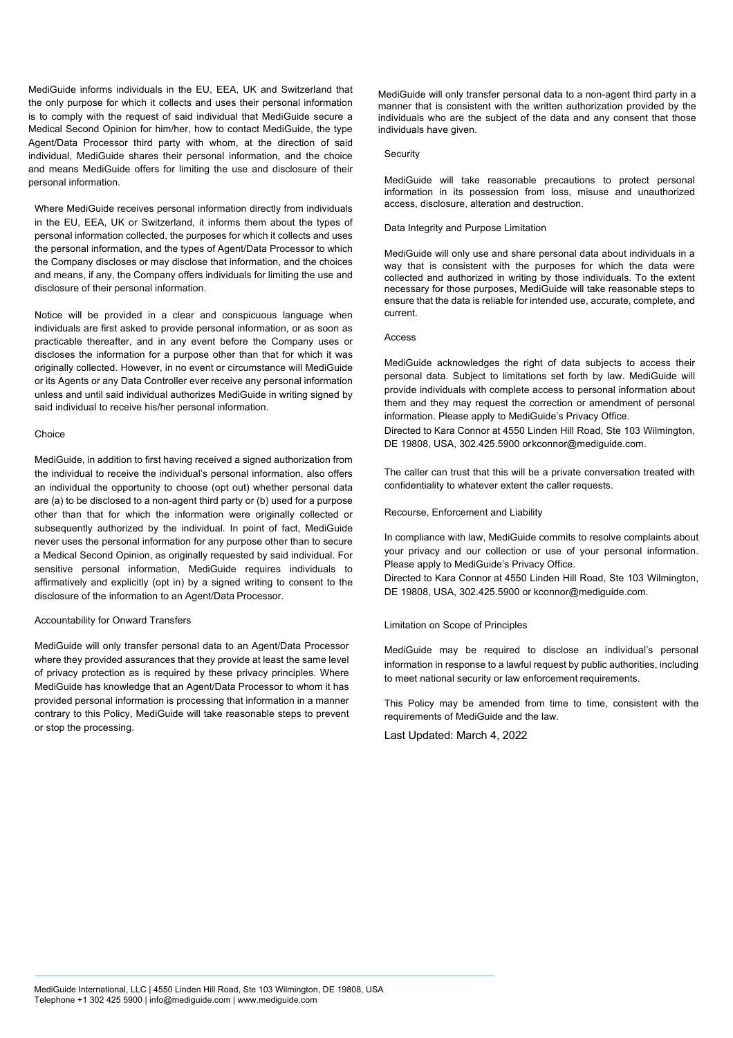MediGuide informs individuals in the EU, EEA, UK and Switzerland that the only purpose for which it collects and uses their personal information is to comply with the request of said individual that MediGuide secure a Medical Second Opinion for him/her, how to contact MediGuide, the type Agent/Data Processor third party with whom, at the direction of said individual, MediGuide shares their personal information, and the choice and means MediGuide offers for limiting the use and disclosure of their personal information.

Where MediGuide receives personal information directly from individuals in the EU, EEA, UK or Switzerland, it informs them about the types of personal information collected, the purposes for which it collects and uses the personal information, and the types of Agent/Data Processor to which the Company discloses or may disclose that information, and the choices and means, if any, the Company offers individuals for limiting the use and disclosure of their personal information.

Notice will be provided in a clear and conspicuous language when individuals are first asked to provide personal information, or as soon as practicable thereafter, and in any event before the Company uses or discloses the information for a purpose other than that for which it was originally collected. However, in no event or circumstance will MediGuide or its Agents or any Data Controller ever receive any personal information unless and until said individual authorizes MediGuide in writing signed by said individual to receive his/her personal information.

Choice

MediGuide, in addition to first having received a signed authorization from the individual to receive the individual's personal information, also offers an individual the opportunity to choose (opt out) whether personal data are (a) to be disclosed to a non-agent third party or (b) used for a purpose other than that for which the information were originally collected or subsequently authorized by the individual. In point of fact, MediGuide never uses the personal information for any purpose other than to secure a Medical Second Opinion, as originally requested by said individual. For sensitive personal information, MediGuide requires individuals to affirmatively and explicitly (opt in) by a signed writing to consent to the disclosure of the information to an Agent/Data Processor.

Accountability for Onward Transfers

MediGuide will only transfer personal data to an Agent/Data Processor where they provided assurances that they provide at least the same level of privacy protection as is required by these privacy principles. Where MediGuide has knowledge that an Agent/Data Processor to whom it has provided personal information is processing that information in a manner contrary to this Policy, MediGuide will take reasonable steps to prevent or stop the processing.

MediGuide will only transfer personal data to a non-agent third party in a manner that is consistent with the written authorization provided by the individuals who are the subject of the data and any consent that those individuals have given.

Security

MediGuide will take reasonable precautions to protect personal information in its possession from loss, misuse and unauthorized access, disclosure, alteration and destruction.

Data Integrity and Purpose Limitation

MediGuide will only use and share personal data about individuals in a way that is consistent with the purposes for which the data were collected and authorized in writing by those individuals. To the extent necessary for those purposes, MediGuide will take reasonable steps to ensure that the data is reliable for intended use, accurate, complete, and current.

Access

MediGuide acknowledges the right of data subjects to access their personal data. Subject to limitations set forth by law. MediGuide will provide individuals with complete access to personal information about them and they may request the correction or amendment of personal information. Please apply to MediGuide's Privacy Office.
Directed to Kara Connor at 4550 Linden Hill Road, Ste 103 Wilmington, DE 19808, USA, 302.425.5900 orkconnor@mediguide.com.

The caller can trust that this will be a private conversation treated with confidentiality to whatever extent the caller requests.

Recourse, Enforcement and Liability

In compliance with law, MediGuide commits to resolve complaints about your privacy and our collection or use of your personal information. Please apply to MediGuide's Privacy Office.
Directed to Kara Connor at 4550 Linden Hill Road, Ste 103 Wilmington, DE 19808, USA, 302.425.5900 or kconnor@mediguide.com.

Limitation on Scope of Principles

MediGuide may be required to disclose an individual's personal information in response to a lawful request by public authorities, including to meet national security or law enforcement requirements.

This Policy may be amended from time to time, consistent with the requirements of MediGuide and the law.

Last Updated: March 4, 2022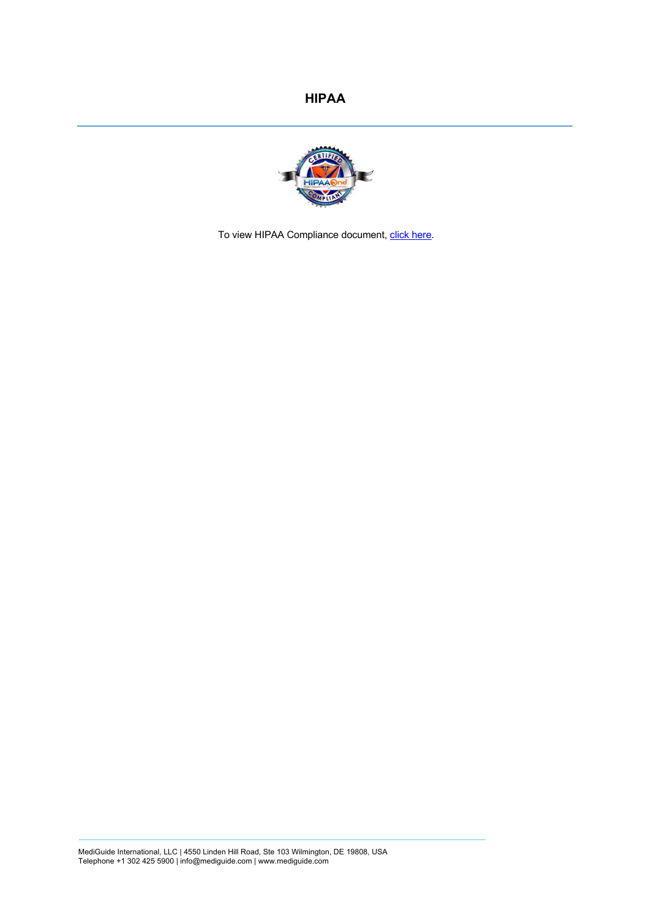# HIPAA

To view HIPAA Compliance document, click here.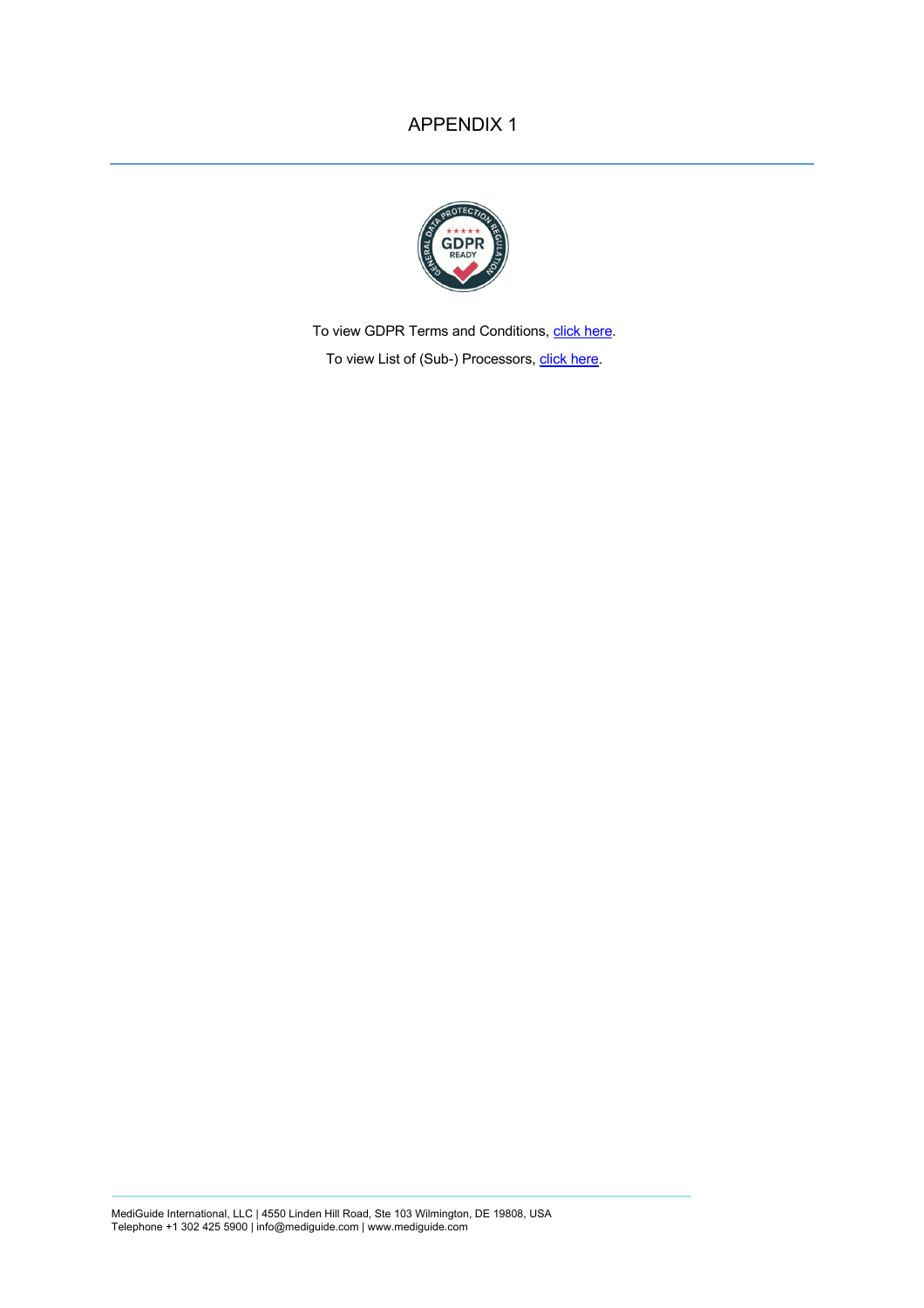# APPENDIX 1

To view GDPR Terms and Conditions, click here.

To view List of (Sub-) Processors, click here.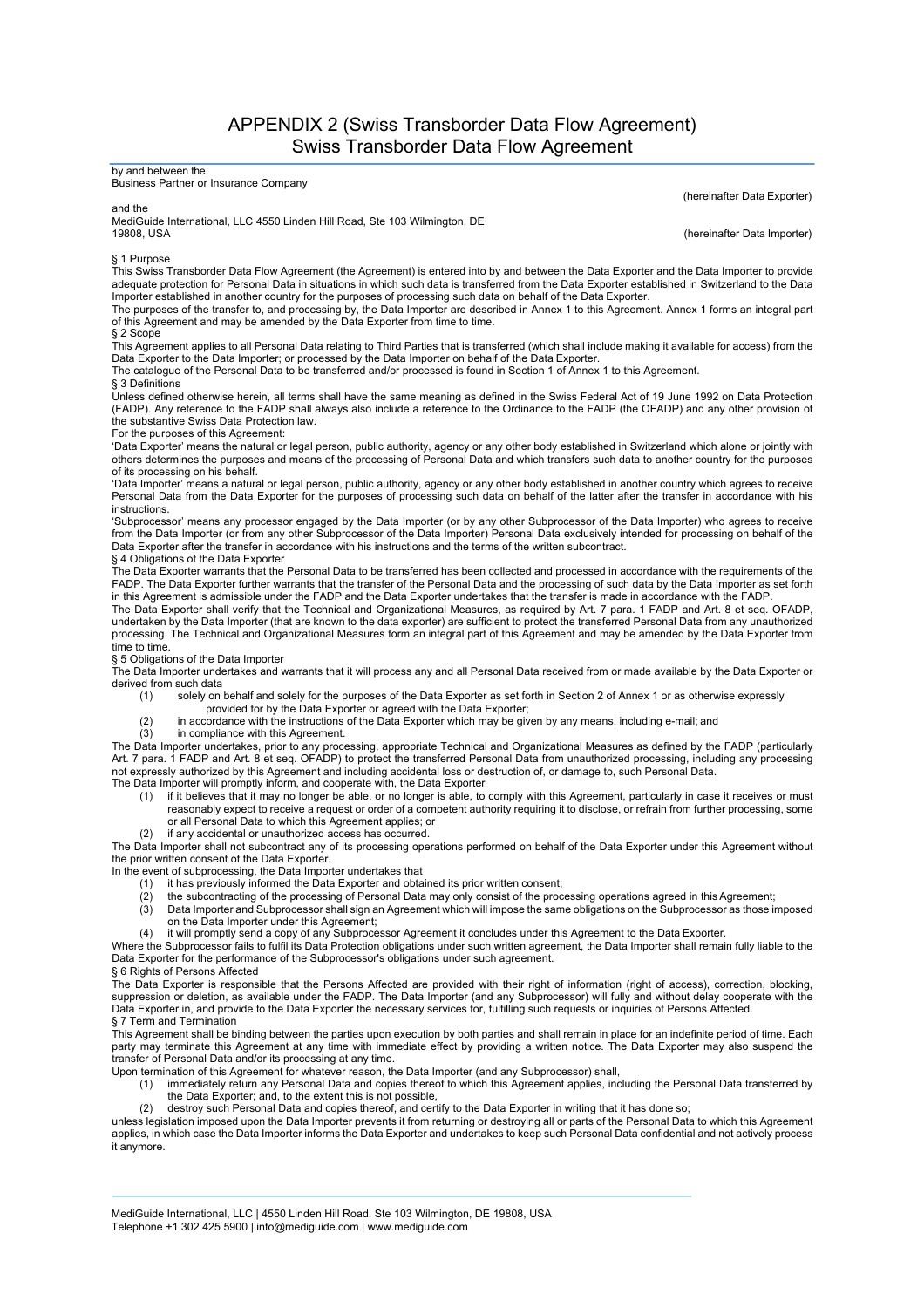# APPENDIX 2 (Swiss Transborder Data Flow Agreement)
# Swiss Transborder Data Flow Agreement

by and between the
Business Partner or Insurance Company

(hereinafter Data Exporter)

and the
MediGuide International, LLC 4550 Linden Hill Road, Ste 103 Wilmington, DE 19808, USA

(hereinafter Data Importer)

§ 1 Purpose

This Swiss Transborder Data Flow Agreement (the Agreement) is entered into by and between the Data Exporter and the Data Importer to provide adequate protection for Personal Data in situations in which such data is transferred from the Data Exporter established in Switzerland to the Data Importer established in another country for the purposes of processing such data on behalf of the Data Exporter.

The purposes of the transfer to, and processing by, the Data Importer are described in Annex 1 to this Agreement. Annex 1 forms an integral part of this Agreement and may be amended by the Data Exporter from time to time.

§ 2 Scope

This Agreement applies to all Personal Data relating to Third Parties that is transferred (which shall include making it available for access) from the Data Exporter to the Data Importer; or processed by the Data Importer on behalf of the Data Exporter.

The catalogue of the Personal Data to be transferred and/or processed is found in Section 1 of Annex 1 to this Agreement.

§ 3 Definitions

Unless defined otherwise herein, all terms shall have the same meaning as defined in the Swiss Federal Act of 19 June 1992 on Data Protection (FADP). Any reference to the FADP shall always also include a reference to the Ordinance to the FADP (the OFADP) and any other provision of the substantive Swiss Data Protection law.

For the purposes of this Agreement:

'Data Exporter' means the natural or legal person, public authority, agency or any other body established in Switzerland which alone or jointly with others determines the purposes and means of the processing of Personal Data and which transfers such data to another country for the purposes of its processing on his behalf.

'Data Importer' means a natural or legal person, public authority, agency or any other body established in another country which agrees to receive Personal Data from the Data Exporter for the purposes of processing such data on behalf of the latter after the transfer in accordance with his instructions.

'Subprocessor' means any processor engaged by the Data Importer (or by any other Subprocessor of the Data Importer) who agrees to receive from the Data Importer (or from any other Subprocessor of the Data Importer) Personal Data exclusively intended for processing on behalf of the Data Exporter after the transfer in accordance with his instructions and the terms of the written subcontract.

§ 4 Obligations of the Data Exporter

The Data Exporter warrants that the Personal Data to be transferred has been collected and processed in accordance with the requirements of the FADP. The Data Exporter further warrants that the transfer of the Personal Data and the processing of such data by the Data Importer as set forth in this Agreement is admissible under the FADP and the Data Exporter undertakes that the transfer is made in accordance with the FADP.

The Data Exporter shall verify that the Technical and Organizational Measures, as required by Art. 7 para. 1 FADP and Art. 8 et seq. OFADP, undertaken by the Data Importer (that are known to the data exporter) are sufficient to protect the transferred Personal Data from any unauthorized processing. The Technical and Organizational Measures form an integral part of this Agreement and may be amended by the Data Exporter from time to time.

§ 5 Obligations of the Data Importer

The Data Importer undertakes and warrants that it will process any and all Personal Data received from or made available by the Data Exporter or derived from such data

(1) solely on behalf and solely for the purposes of the Data Exporter as set forth in Section 2 of Annex 1 or as otherwise expressly provided for by the Data Exporter or agreed with the Data Exporter;
(2) in accordance with the instructions of the Data Exporter which may be given by any means, including e-mail; and
(3) in compliance with this Agreement.

The Data Importer undertakes, prior to any processing, appropriate Technical and Organizational Measures as defined by the FADP (particularly Art. 7 para. 1 FADP and Art. 8 et seq. OFADP) to protect the transferred Personal Data from unauthorized processing, including any processing not expressly authorized by this Agreement and including accidental loss or destruction of, or damage to, such Personal Data.

The Data Importer will promptly inform, and cooperate with, the Data Exporter

(1) if it believes that it may no longer be able, or no longer is able, to comply with this Agreement, particularly in case it receives or must reasonably expect to receive a request or order of a competent authority requiring it to disclose, or refrain from further processing, some or all Personal Data to which this Agreement applies; or
(2) if any accidental or unauthorized access has occurred.

The Data Importer shall not subcontract any of its processing operations performed on behalf of the Data Exporter under this Agreement without the prior written consent of the Data Exporter.

In the event of subprocessing, the Data Importer undertakes that

(1) it has previously informed the Data Exporter and obtained its prior written consent;
(2) the subcontracting of the processing of Personal Data may only consist of the processing operations agreed in this Agreement;
(3) Data Importer and Subprocessor shall sign an Agreement which will impose the same obligations on the Subprocessor as those imposed on the Data Importer under this Agreement;
(4) it will promptly send a copy of any Subprocessor Agreement it concludes under this Agreement to the Data Exporter.

Where the Subprocessor fails to fulfil its Data Protection obligations under such written agreement, the Data Importer shall remain fully liable to the Data Exporter for the performance of the Subprocessor's obligations under such agreement.

§ 6 Rights of Persons Affected

The Data Exporter is responsible that the Persons Affected are provided with their right of information (right of access), correction, blocking, suppression or deletion, as available under the FADP. The Data Importer (and any Subprocessor) will fully and without delay cooperate with the Data Exporter in, and provide to the Data Exporter the necessary services for, fulfilling such requests or inquiries of Persons Affected.

§ 7 Term and Termination

This Agreement shall be binding between the parties upon execution by both parties and shall remain in place for an indefinite period of time. Each party may terminate this Agreement at any time with immediate effect by providing a written notice. The Data Exporter may also suspend the transfer of Personal Data and/or its processing at any time.

Upon termination of this Agreement for whatever reason, the Data Importer (and any Subprocessor) shall,

(1) immediately return any Personal Data and copies thereof to which this Agreement applies, including the Personal Data transferred by the Data Exporter; and, to the extent this is not possible,
(2) destroy such Personal Data and copies thereof, and certify to the Data Exporter in writing that it has done so;

unless legislation imposed upon the Data Importer prevents it from returning or destroying all or parts of the Personal Data to which this Agreement applies, in which case the Data Importer informs the Data Exporter and undertakes to keep such Personal Data confidential and not actively process it anymore.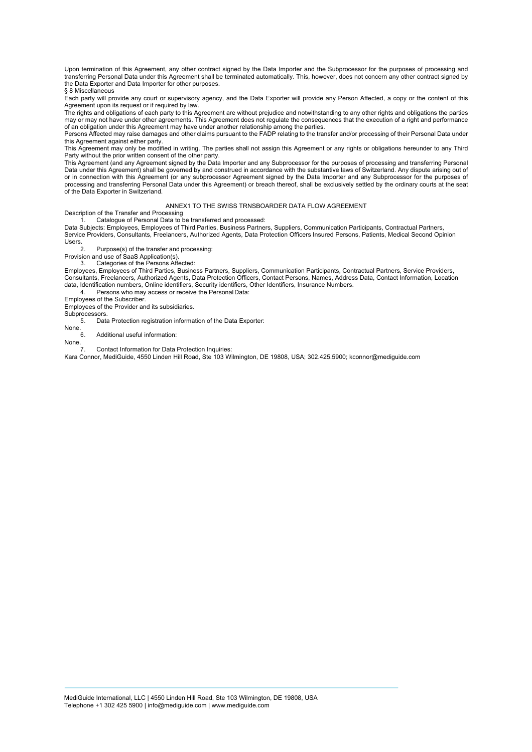Upon termination of this Agreement, any other contract signed by the Data Importer and the Subprocessor for the purposes of processing and transferring Personal Data under this Agreement shall be terminated automatically. This, however, does not concern any other contract signed by the Data Exporter and Data Importer for other purposes.

§ 8 Miscellaneous

Each party will provide any court or supervisory agency, and the Data Exporter will provide any Person Affected, a copy or the content of this Agreement upon its request or if required by law.

The rights and obligations of each party to this Agreement are without prejudice and notwithstanding to any other rights and obligations the parties may or may not have under other agreements. This Agreement does not regulate the consequences that the execution of a right and performance of an obligation under this Agreement may have under another relationship among the parties.

Persons Affected may raise damages and other claims pursuant to the FADP relating to the transfer and/or processing of their Personal Data under this Agreement against either party.

This Agreement may only be modified in writing. The parties shall not assign this Agreement or any rights or obligations hereunder to any Third Party without the prior written consent of the other party.

This Agreement (and any Agreement signed by the Data Importer and any Subprocessor for the purposes of processing and transferring Personal Data under this Agreement) shall be governed by and construed in accordance with the substantive laws of Switzerland. Any dispute arising out of or in connection with this Agreement (or any subprocessor Agreement signed by the Data Importer and any Subprocessor for the purposes of processing and transferring Personal Data under this Agreement) or breach thereof, shall be exclusively settled by the ordinary courts at the seat of the Data Exporter in Switzerland.

## ANNEX1 TO THE SWISS TRNSBOARDER DATA FLOW AGREEMENT

Description of the Transfer and Processing

1. Catalogue of Personal Data to be transferred and processed:

Data Subjects: Employees, Employees of Third Parties, Business Partners, Suppliers, Communication Participants, Contractual Partners, Service Providers, Consultants, Freelancers, Authorized Agents, Data Protection Officers Insured Persons, Patients, Medical Second Opinion Users.

2. Purpose(s) of the transfer and processing:

Provision and use of SaaS Application(s).

3. Categories of the Persons Affected:

Employees, Employees of Third Parties, Business Partners, Suppliers, Communication Participants, Contractual Partners, Service Providers, Consultants, Freelancers, Authorized Agents, Data Protection Officers, Contact Persons, Names, Address Data, Contact Information, Location data, Identification numbers, Online identifiers, Security identifiers, Other Identifiers, Insurance Numbers.

4. Persons who may access or receive the Personal Data:

Employees of the Subscriber.
Employees of the Provider and its subsidiaries.
Subprocessors.

5. Data Protection registration information of the Data Exporter:

None.

6. Additional useful information:

None.

7. Contact Information for Data Protection Inquiries:

Kara Connor, MediGuide, 4550 Linden Hill Road, Ste 103 Wilmington, DE 19808, USA; 302.425.5900; kconnor@mediguide.com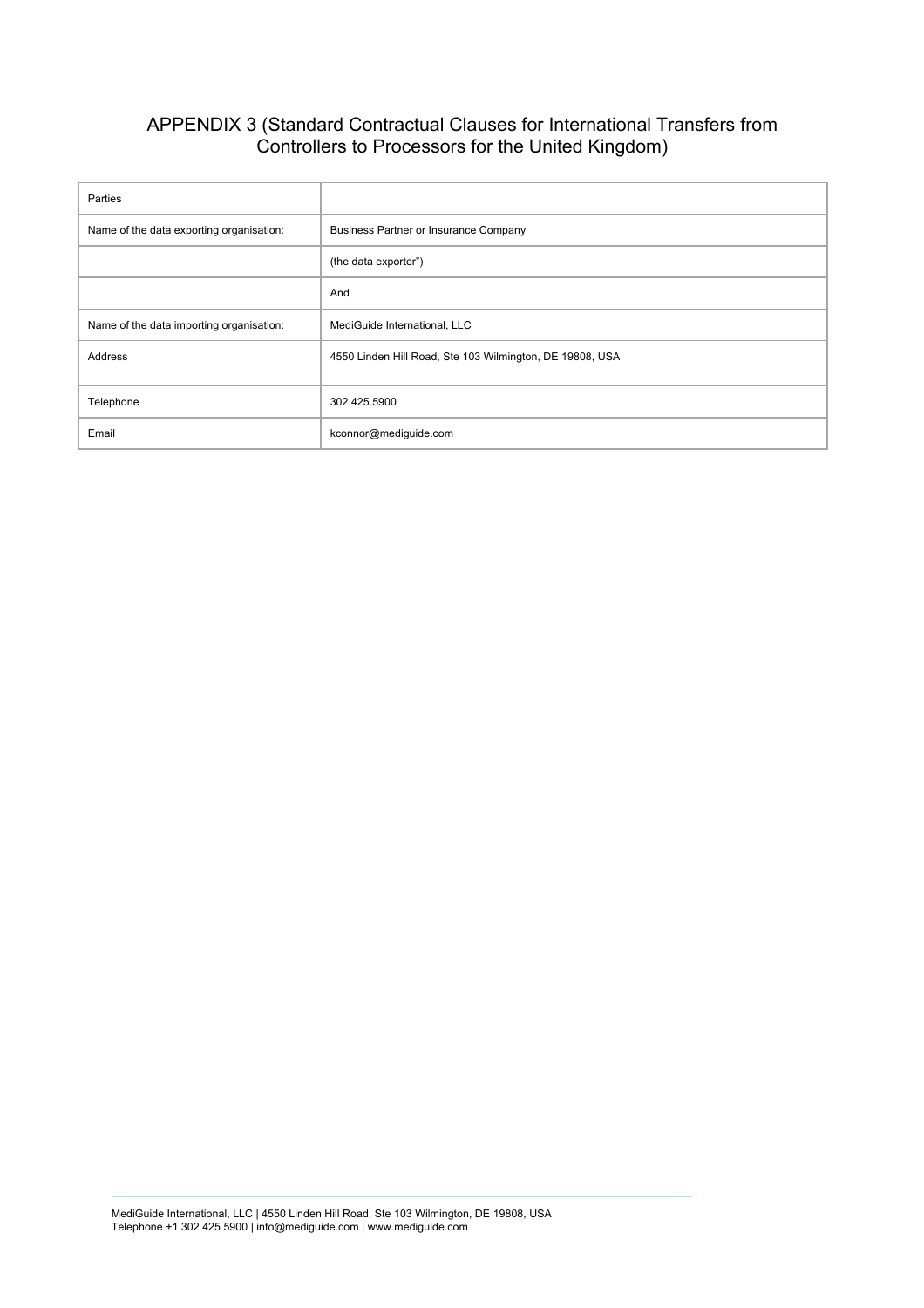## APPENDIX 3 (Standard Contractual Clauses for International Transfers from Controllers to Processors for the United Kingdom)

| Parties | |
|---|---|
| Name of the data exporting organisation: | Business Partner or Insurance Company |
| | (the data exporter") |
| | And |
| Name of the data importing organisation: | MediGuide International, LLC |
| Address | 4550 Linden Hill Road, Ste 103 Wilmington, DE 19808, USA |
| Telephone | 302.425.5900 |
| Email | kconnor@mediguide.com |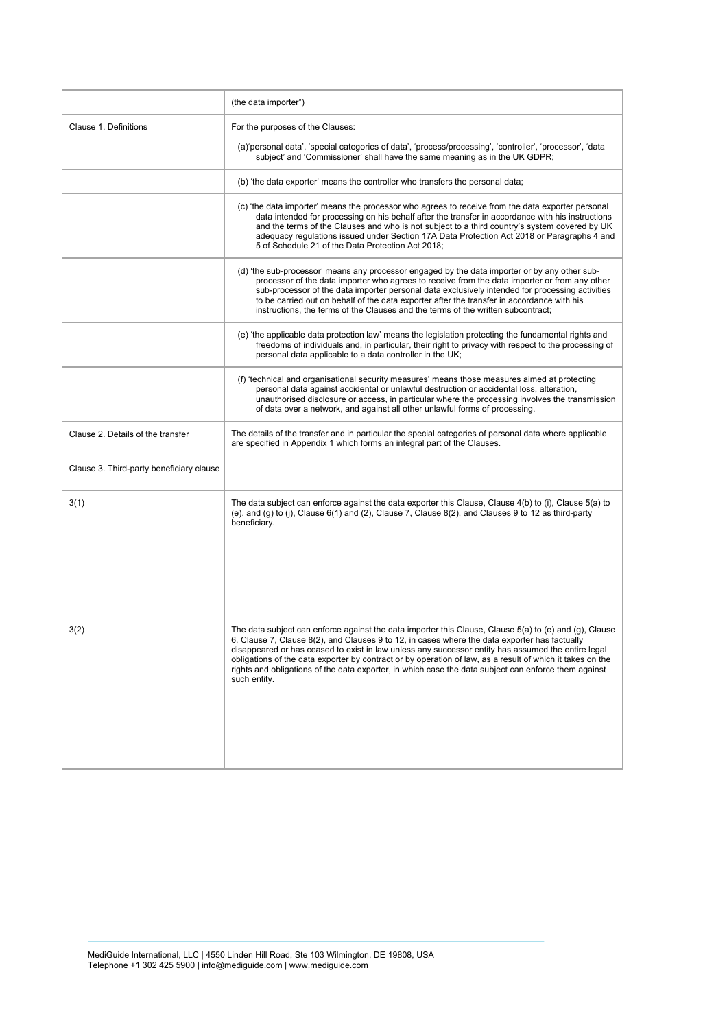|  |  |
| --- | --- |
|  | (the data importer") |
| Clause 1. Definitions | For the purposes of the Clauses:<br><br>(a)'personal data', 'special categories of data', 'process/processing', 'controller', 'processor', 'data subject' and 'Commissioner' shall have the same meaning as in the UK GDPR; |
|  | (b) 'the data exporter' means the controller who transfers the personal data; |
|  | (c) 'the data importer' means the processor who agrees to receive from the data exporter personal data intended for processing on his behalf after the transfer in accordance with his instructions and the terms of the Clauses and who is not subject to a third country's system covered by UK adequacy regulations issued under Section 17A Data Protection Act 2018 or Paragraphs 4 and 5 of Schedule 21 of the Data Protection Act 2018; |
|  | (d) 'the sub-processor' means any processor engaged by the data importer or by any other sub-processor of the data importer who agrees to receive from the data importer or from any other sub-processor of the data importer personal data exclusively intended for processing activities to be carried out on behalf of the data exporter after the transfer in accordance with his instructions, the terms of the Clauses and the terms of the written subcontract; |
|  | (e) 'the applicable data protection law' means the legislation protecting the fundamental rights and freedoms of individuals and, in particular, their right to privacy with respect to the processing of personal data applicable to a data controller in the UK; |
|  | (f) 'technical and organisational security measures' means those measures aimed at protecting personal data against accidental or unlawful destruction or accidental loss, alteration, unauthorised disclosure or access, in particular where the processing involves the transmission of data over a network, and against all other unlawful forms of processing. |
| Clause 2. Details of the transfer | The details of the transfer and in particular the special categories of personal data where applicable are specified in Appendix 1 which forms an integral part of the Clauses. |
| Clause 3. Third-party beneficiary clause |  |
| 3(1) | The data subject can enforce against the data exporter this Clause, Clause 4(b) to (i), Clause 5(a) to (e), and (g) to (j), Clause 6(1) and (2), Clause 7, Clause 8(2), and Clauses 9 to 12 as third-party beneficiary. |
| 3(2) | The data subject can enforce against the data importer this Clause, Clause 5(a) to (e) and (g), Clause 6, Clause 7, Clause 8(2), and Clauses 9 to 12, in cases where the data exporter has factually disappeared or has ceased to exist in law unless any successor entity has assumed the entire legal obligations of the data exporter by contract or by operation of law, as a result of which it takes on the rights and obligations of the data exporter, in which case the data subject can enforce them against such entity. |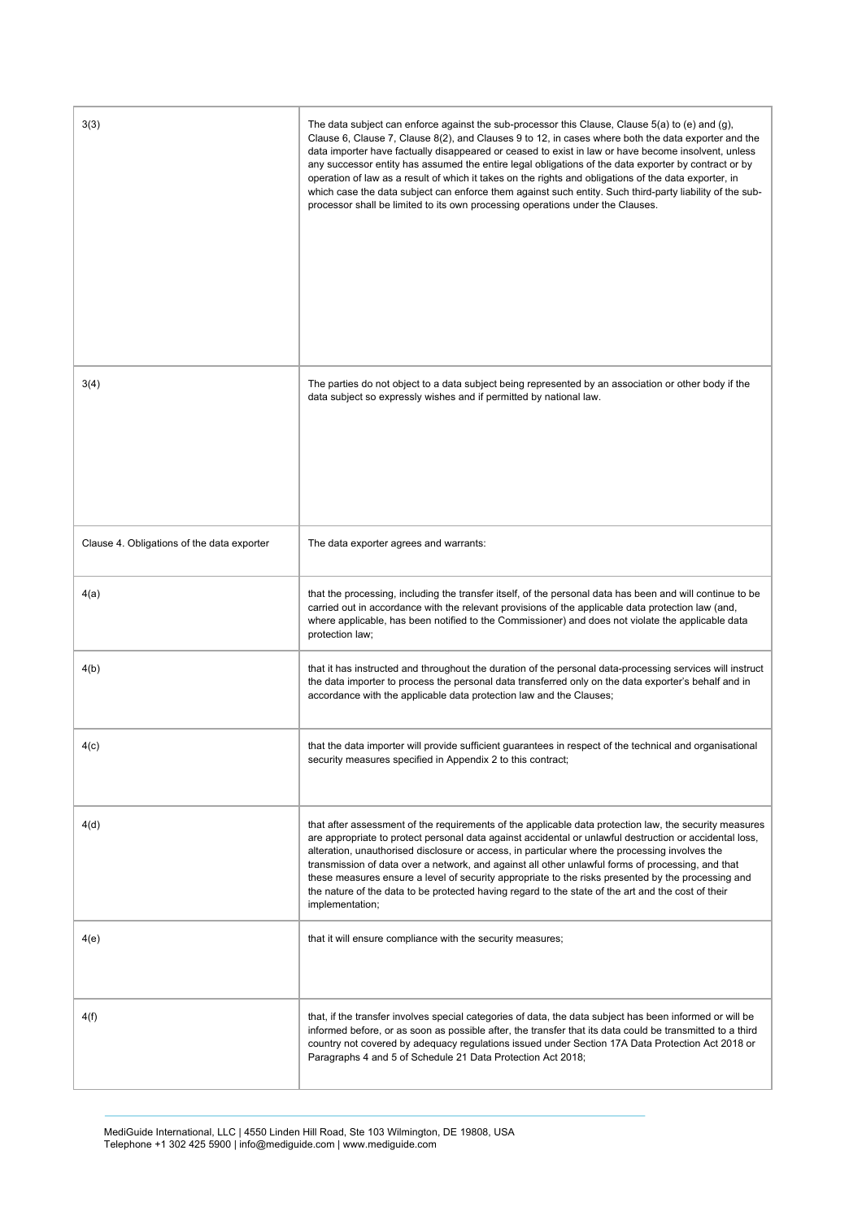| | |
|---|---|
| 3(3) | The data subject can enforce against the sub-processor this Clause, Clause 5(a) to (e) and (g), Clause 6, Clause 7, Clause 8(2), and Clauses 9 to 12, in cases where both the data exporter and the data importer have factually disappeared or ceased to exist in law or have become insolvent, unless any successor entity has assumed the entire legal obligations of the data exporter by contract or by operation of law as a result of which it takes on the rights and obligations of the data exporter, in which case the data subject can enforce them against such entity. Such third-party liability of the sub-processor shall be limited to its own processing operations under the Clauses. |
| 3(4) | The parties do not object to a data subject being represented by an association or other body if the data subject so expressly wishes and if permitted by national law. |
| Clause 4. Obligations of the data exporter | The data exporter agrees and warrants: |
| 4(a) | that the processing, including the transfer itself, of the personal data has been and will continue to be carried out in accordance with the relevant provisions of the applicable data protection law (and, where applicable, has been notified to the Commissioner) and does not violate the applicable data protection law; |
| 4(b) | that it has instructed and throughout the duration of the personal data-processing services will instruct the data importer to process the personal data transferred only on the data exporter's behalf and in accordance with the applicable data protection law and the Clauses; |
| 4(c) | that the data importer will provide sufficient guarantees in respect of the technical and organisational security measures specified in Appendix 2 to this contract; |
| 4(d) | that after assessment of the requirements of the applicable data protection law, the security measures are appropriate to protect personal data against accidental or unlawful destruction or accidental loss, alteration, unauthorised disclosure or access, in particular where the processing involves the transmission of data over a network, and against all other unlawful forms of processing, and that these measures ensure a level of security appropriate to the risks presented by the processing and the nature of the data to be protected having regard to the state of the art and the cost of their implementation; |
| 4(e) | that it will ensure compliance with the security measures; |
| 4(f) | that, if the transfer involves special categories of data, the data subject has been informed or will be informed before, or as soon as possible after, the transfer that its data could be transmitted to a third country not covered by adequacy regulations issued under Section 17A Data Protection Act 2018 or Paragraphs 4 and 5 of Schedule 21 Data Protection Act 2018; |

MediGuide International, LLC | 4550 Linden Hill Road, Ste 103 Wilmington, DE 19808, USA
Telephone +1 302 425 5900 | info@mediguide.com | www.mediguide.com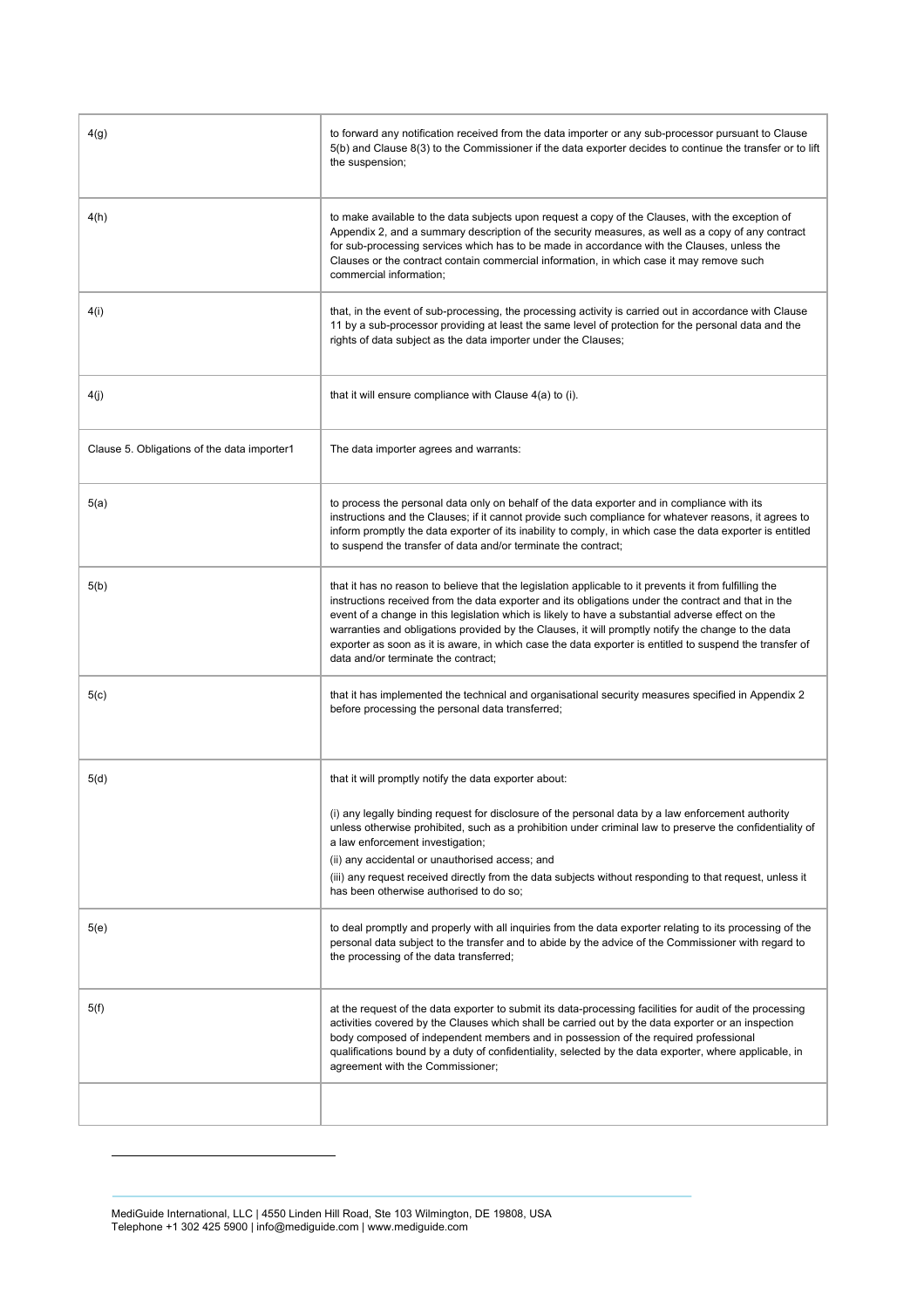| | |
|---|---|
| 4(g) | to forward any notification received from the data importer or any sub-processor pursuant to Clause 5(b) and Clause 8(3) to the Commissioner if the data exporter decides to continue the transfer or to lift the suspension; |
| 4(h) | to make available to the data subjects upon request a copy of the Clauses, with the exception of Appendix 2, and a summary description of the security measures, as well as a copy of any contract for sub-processing services which has to be made in accordance with the Clauses, unless the Clauses or the contract contain commercial information, in which case it may remove such commercial information; |
| 4(i) | that, in the event of sub-processing, the processing activity is carried out in accordance with Clause 11 by a sub-processor providing at least the same level of protection for the personal data and the rights of data subject as the data importer under the Clauses; |
| 4(j) | that it will ensure compliance with Clause 4(a) to (i). |
| Clause 5. Obligations of the data importer[1] | The data importer agrees and warrants: |
| 5(a) | to process the personal data only on behalf of the data exporter and in compliance with its instructions and the Clauses; if it cannot provide such compliance for whatever reasons, it agrees to inform promptly the data exporter of its inability to comply, in which case the data exporter is entitled to suspend the transfer of data and/or terminate the contract; |
| 5(b) | that it has no reason to believe that the legislation applicable to it prevents it from fulfilling the instructions received from the data exporter and its obligations under the contract and that in the event of a change in this legislation which is likely to have a substantial adverse effect on the warranties and obligations provided by the Clauses, it will promptly notify the change to the data exporter as soon as it is aware, in which case the data exporter is entitled to suspend the transfer of data and/or terminate the contract; |
| 5(c) | that it has implemented the technical and organisational security measures specified in Appendix 2 before processing the personal data transferred; |
| 5(d) | that it will promptly notify the data exporter about:<br><br>(i) any legally binding request for disclosure of the personal data by a law enforcement authority unless otherwise prohibited, such as a prohibition under criminal law to preserve the confidentiality of a law enforcement investigation;<br>(ii) any accidental or unauthorised access; and<br>(iii) any request received directly from the data subjects without responding to that request, unless it has been otherwise authorised to do so; |
| 5(e) | to deal promptly and properly with all inquiries from the data exporter relating to its processing of the personal data subject to the transfer and to abide by the advice of the Commissioner with regard to the processing of the data transferred; |
| 5(f) | at the request of the data exporter to submit its data-processing facilities for audit of the processing activities covered by the Clauses which shall be carried out by the data exporter or an inspection body composed of independent members and in possession of the required professional qualifications bound by a duty of confidentiality, selected by the data exporter, where applicable, in agreement with the Commissioner; |
| | |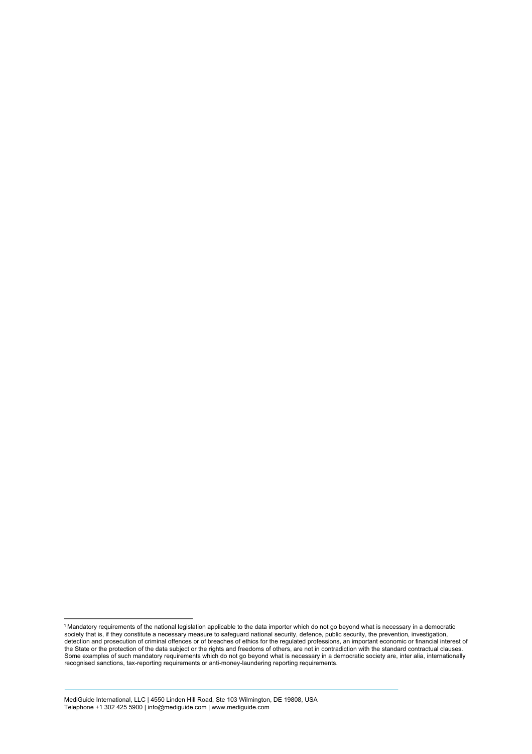[1] Mandatory requirements of the national legislation applicable to the data importer which do not go beyond what is necessary in a democratic society that is, if they constitute a necessary measure to safeguard national security, defence, public security, the prevention, investigation, detection and prosecution of criminal offences or of breaches of ethics for the regulated professions, an important economic or financial interest of the State or the protection of the data subject or the rights and freedoms of others, are not in contradiction with the standard contractual clauses. Some examples of such mandatory requirements which do not go beyond what is necessary in a democratic society are, inter alia, internationally recognised sanctions, tax-reporting requirements or anti-money-laundering reporting requirements.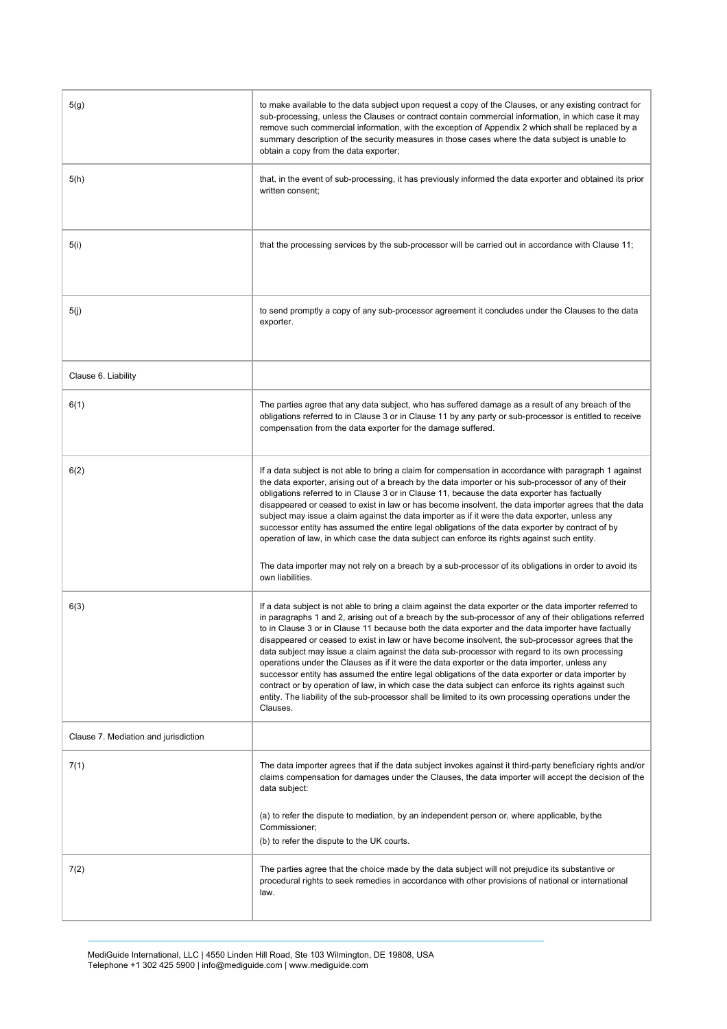| | |
|---|---|
| 5(g) | to make available to the data subject upon request a copy of the Clauses, or any existing contract for sub-processing, unless the Clauses or contract contain commercial information, in which case it may remove such commercial information, with the exception of Appendix 2 which shall be replaced by a summary description of the security measures in those cases where the data subject is unable to obtain a copy from the data exporter; |
| 5(h) | that, in the event of sub-processing, it has previously informed the data exporter and obtained its prior written consent; |
| 5(i) | that the processing services by the sub-processor will be carried out in accordance with Clause 11; |
| 5(j) | to send promptly a copy of any sub-processor agreement it concludes under the Clauses to the data exporter. |
| Clause 6. Liability | |
| 6(1) | The parties agree that any data subject, who has suffered damage as a result of any breach of the obligations referred to in Clause 3 or in Clause 11 by any party or sub-processor is entitled to receive compensation from the data exporter for the damage suffered. |
| 6(2) | If a data subject is not able to bring a claim for compensation in accordance with paragraph 1 against the data exporter, arising out of a breach by the data importer or his sub-processor of any of their obligations referred to in Clause 3 or in Clause 11, because the data exporter has factually disappeared or ceased to exist in law or has become insolvent, the data importer agrees that the data subject may issue a claim against the data importer as if it were the data exporter, unless any successor entity has assumed the entire legal obligations of the data exporter by contract of by operation of law, in which case the data subject can enforce its rights against such entity.<br><br>The data importer may not rely on a breach by a sub-processor of its obligations in order to avoid its own liabilities. |
| 6(3) | If a data subject is not able to bring a claim against the data exporter or the data importer referred to in paragraphs 1 and 2, arising out of a breach by the sub-processor of any of their obligations referred to in Clause 3 or in Clause 11 because both the data exporter and the data importer have factually disappeared or ceased to exist in law or have become insolvent, the sub-processor agrees that the data subject may issue a claim against the data sub-processor with regard to its own processing operations under the Clauses as if it were the data exporter or the data importer, unless any successor entity has assumed the entire legal obligations of the data exporter or data importer by contract or by operation of law, in which case the data subject can enforce its rights against such entity. The liability of the sub-processor shall be limited to its own processing operations under the Clauses. |
| Clause 7. Mediation and jurisdiction | |
| 7(1) | The data importer agrees that if the data subject invokes against it third-party beneficiary rights and/or claims compensation for damages under the Clauses, the data importer will accept the decision of the data subject:<br><br>(a) to refer the dispute to mediation, by an independent person or, where applicable, bythe Commissioner;<br>(b) to refer the dispute to the UK courts. |
| 7(2) | The parties agree that the choice made by the data subject will not prejudice its substantive or procedural rights to seek remedies in accordance with other provisions of national or international law. |

MediGuide International, LLC | 4550 Linden Hill Road, Ste 103 Wilmington, DE 19808, USA
Telephone +1 302 425 5900 | info@mediguide.com | www.mediguide.com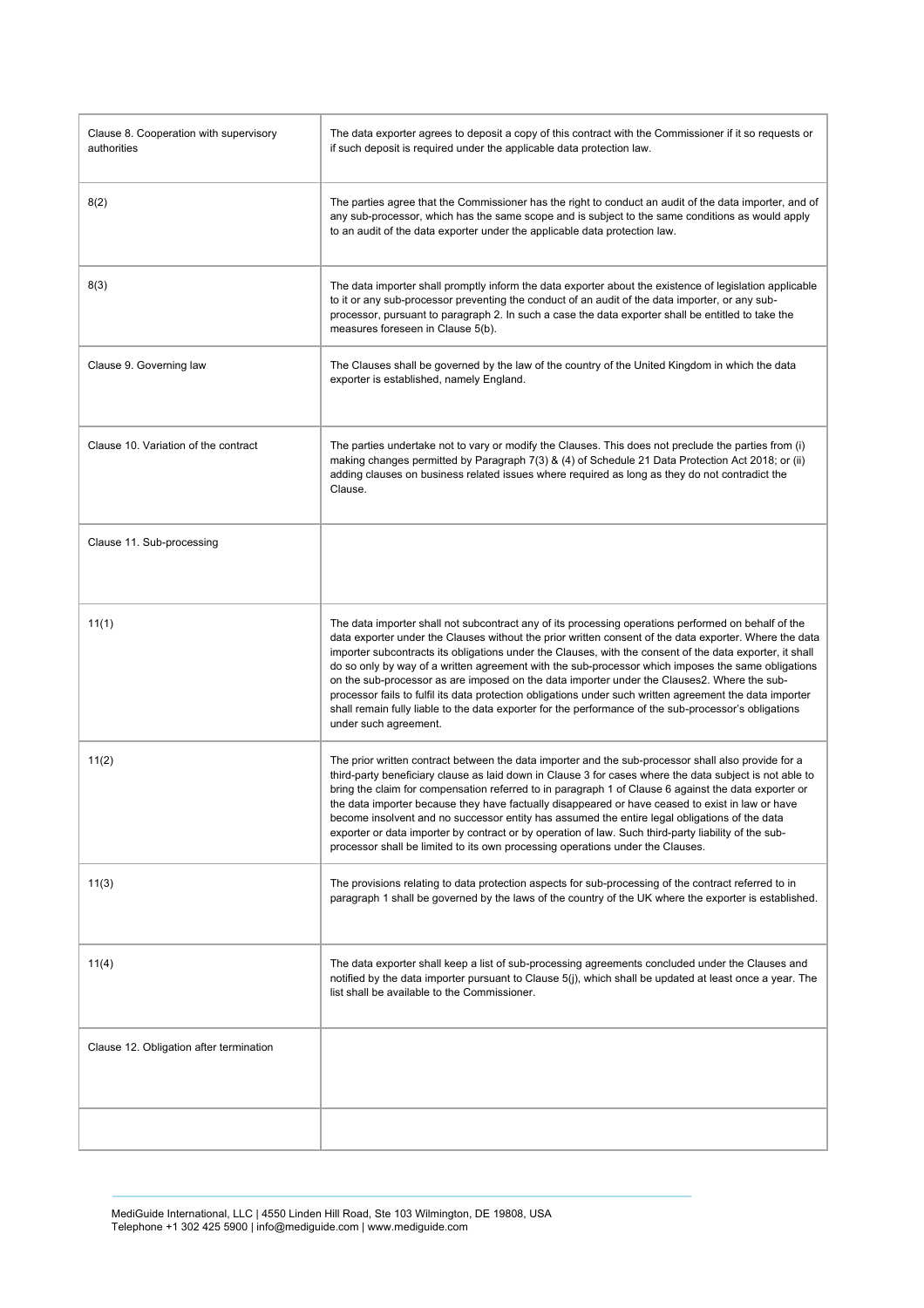| | |
|---|---|
| Clause 8. Cooperation with supervisory authorities | The data exporter agrees to deposit a copy of this contract with the Commissioner if it so requests or if such deposit is required under the applicable data protection law. |
| 8(2) | The parties agree that the Commissioner has the right to conduct an audit of the data importer, and of any sub-processor, which has the same scope and is subject to the same conditions as would apply to an audit of the data exporter under the applicable data protection law. |
| 8(3) | The data importer shall promptly inform the data exporter about the existence of legislation applicable to it or any sub-processor preventing the conduct of an audit of the data importer, or any sub-processor, pursuant to paragraph 2. In such a case the data exporter shall be entitled to take the measures foreseen in Clause 5(b). |
| Clause 9. Governing law | The Clauses shall be governed by the law of the country of the United Kingdom in which the data exporter is established, namely England. |
| Clause 10. Variation of the contract | The parties undertake not to vary or modify the Clauses. This does not preclude the parties from (i) making changes permitted by Paragraph 7(3) & (4) of Schedule 21 Data Protection Act 2018; or (ii) adding clauses on business related issues where required as long as they do not contradict the Clause. |
| Clause 11. Sub-processing | |
| 11(1) | The data importer shall not subcontract any of its processing operations performed on behalf of the data exporter under the Clauses without the prior written consent of the data exporter. Where the data importer subcontracts its obligations under the Clauses, with the consent of the data exporter, it shall do so only by way of a written agreement with the sub-processor which imposes the same obligations on the sub-processor as are imposed on the data importer under the Clauses2. Where the sub-processor fails to fulfil its data protection obligations under such written agreement the data importer shall remain fully liable to the data exporter for the performance of the sub-processor's obligations under such agreement. |
| 11(2) | The prior written contract between the data importer and the sub-processor shall also provide for a third-party beneficiary clause as laid down in Clause 3 for cases where the data subject is not able to bring the claim for compensation referred to in paragraph 1 of Clause 6 against the data exporter or the data importer because they have factually disappeared or have ceased to exist in law or have become insolvent and no successor entity has assumed the entire legal obligations of the data exporter or data importer by contract or by operation of law. Such third-party liability of the sub-processor shall be limited to its own processing operations under the Clauses. |
| 11(3) | The provisions relating to data protection aspects for sub-processing of the contract referred to in paragraph 1 shall be governed by the laws of the country of the UK where the exporter is established. |
| 11(4) | The data exporter shall keep a list of sub-processing agreements concluded under the Clauses and notified by the data importer pursuant to Clause 5(j), which shall be updated at least once a year. The list shall be available to the Commissioner. |
| Clause 12. Obligation after termination | |
| | |

MediGuide International, LLC | 4550 Linden Hill Road, Ste 103 Wilmington, DE 19808, USA
Telephone +1 302 425 5900 | info@mediguide.com | www.mediguide.com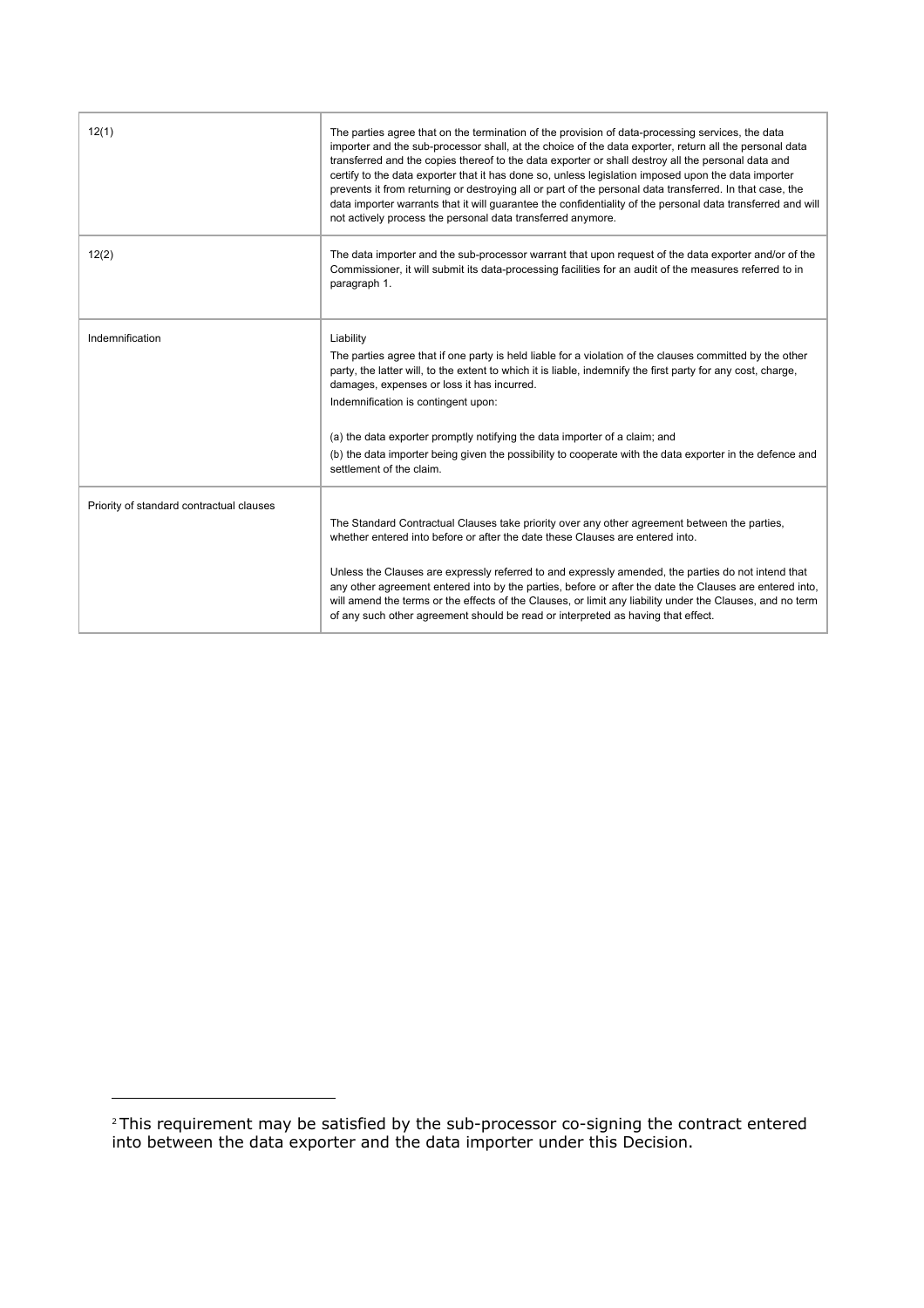| | |
|---|---|
| 12(1) | The parties agree that on the termination of the provision of data-processing services, the data importer and the sub-processor shall, at the choice of the data exporter, return all the personal data transferred and the copies thereof to the data exporter or shall destroy all the personal data and certify to the data exporter that it has done so, unless legislation imposed upon the data importer prevents it from returning or destroying all or part of the personal data transferred. In that case, the data importer warrants that it will guarantee the confidentiality of the personal data transferred and will not actively process the personal data transferred anymore. |
| 12(2) | The data importer and the sub-processor warrant that upon request of the data exporter and/or of the Commissioner, it will submit its data-processing facilities for an audit of the measures referred to in paragraph 1. |
| Indemnification | Liability<br>The parties agree that if one party is held liable for a violation of the clauses committed by the other party, the latter will, to the extent to which it is liable, indemnify the first party for any cost, charge, damages, expenses or loss it has incurred.<br>Indemnification is contingent upon:<br><br>(a) the data exporter promptly notifying the data importer of a claim; and<br>(b) the data importer being given the possibility to cooperate with the data exporter in the defence and settlement of the claim. |
| Priority of standard contractual clauses | The Standard Contractual Clauses take priority over any other agreement between the parties, whether entered into before or after the date these Clauses are entered into.<br><br>Unless the Clauses are expressly referred to and expressly amended, the parties do not intend that any other agreement entered into by the parties, before or after the date the Clauses are entered into, will amend the terms or the effects of the Clauses, or limit any liability under the Clauses, and no term of any such other agreement should be read or interpreted as having that effect. |

[2] This requirement may be satisfied by the sub-processor co-signing the contract entered into between the data exporter and the data importer under this Decision.